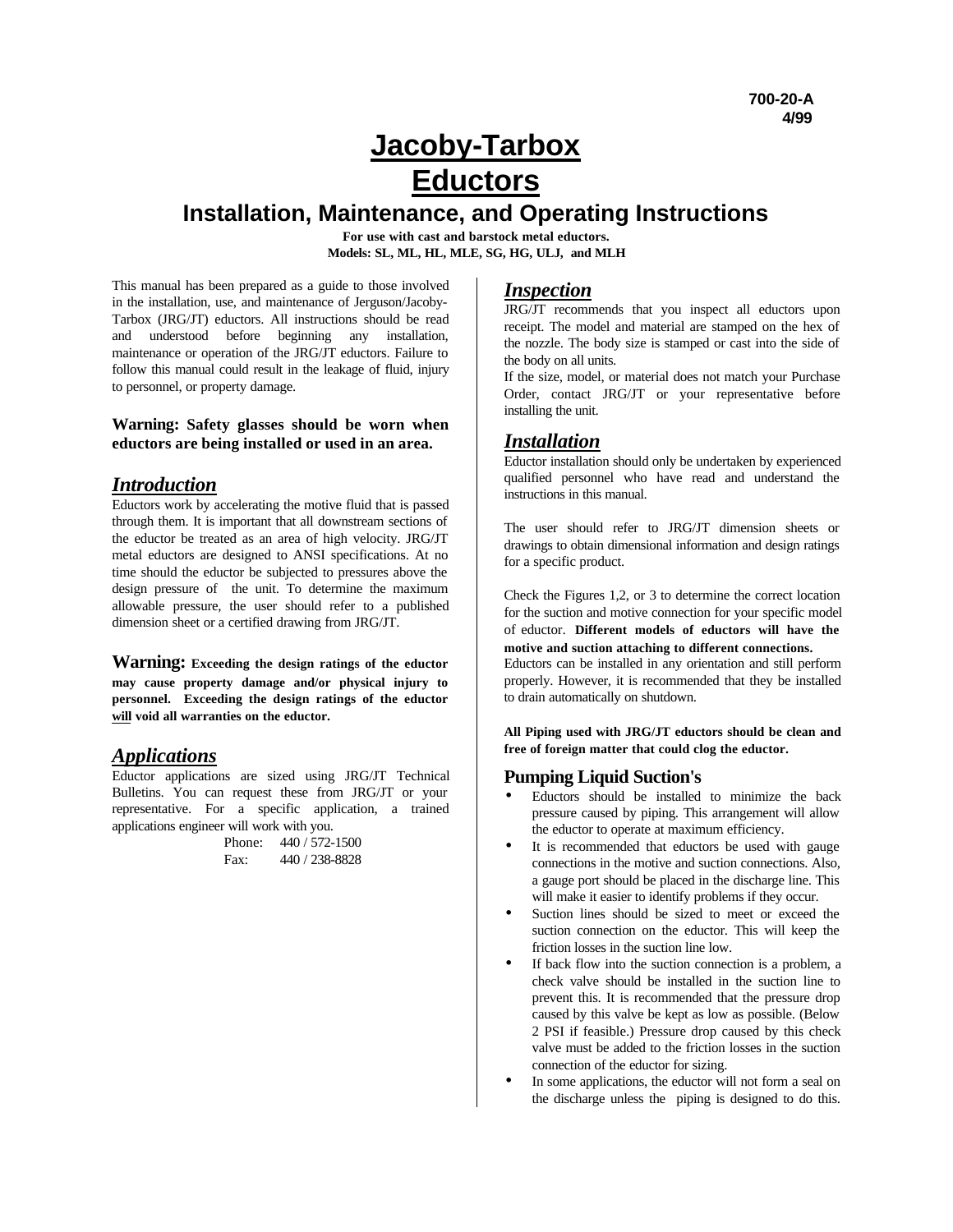700-20-A
4/99

# Jacoby-Tarbox Eductors

## Installation, Maintenance, and Operating Instructions

**For use with cast and barstock metal eductors.**
**Models: SL, ML, HL, MLE, SG, HG, ULJ, and MLH**

This manual has been prepared as a guide to those involved in the installation, use, and maintenance of Jerguson/Jacoby-Tarbox (JRG/JT) eductors. All instructions should be read and understood before beginning any installation, maintenance or operation of the JRG/JT eductors. Failure to follow this manual could result in the leakage of fluid, injury to personnel, or property damage.

**Warning: Safety glasses should be worn when eductors are being installed or used in an area.**

## *Introduction*

Eductors work by accelerating the motive fluid that is passed through them. It is important that all downstream sections of the eductor be treated as an area of high velocity. JRG/JT metal eductors are designed to ANSI specifications. At no time should the eductor be subjected to pressures above the design pressure of the unit. To determine the maximum allowable pressure, the user should refer to a published dimension sheet or a certified drawing from JRG/JT.

**Warning: Exceeding the design ratings of the eductor may cause property damage and/or physical injury to personnel. Exceeding the design ratings of the eductor <u>will</u> void all warranties on the eductor.**

## *Applications*

Eductor applications are sized using JRG/JT Technical Bulletins. You can request these from JRG/JT or your representative. For a specific application, a trained applications engineer will work with you.

Phone: 440 / 572-1500
Fax: 440 / 238-8828

## *Inspection*

JRG/JT recommends that you inspect all eductors upon receipt. The model and material are stamped on the hex of the nozzle. The body size is stamped or cast into the side of the body on all units.

If the size, model, or material does not match your Purchase Order, contact JRG/JT or your representative before installing the unit.

## *Installation*

Eductor installation should only be undertaken by experienced qualified personnel who have read and understand the instructions in this manual.

The user should refer to JRG/JT dimension sheets or drawings to obtain dimensional information and design ratings for a specific product.

Check the Figures 1,2, or 3 to determine the correct location for the suction and motive connection for your specific model of eductor. **Different models of eductors will have the motive and suction attaching to different connections.** Eductors can be installed in any orientation and still perform properly. However, it is recommended that they be installed to drain automatically on shutdown.

**All Piping used with JRG/JT eductors should be clean and free of foreign matter that could clog the eductor.**

### Pumping Liquid Suction's

- Eductors should be installed to minimize the back pressure caused by piping. This arrangement will allow the eductor to operate at maximum efficiency.
- It is recommended that eductors be used with gauge connections in the motive and suction connections. Also, a gauge port should be placed in the discharge line. This will make it easier to identify problems if they occur.
- Suction lines should be sized to meet or exceed the suction connection on the eductor. This will keep the friction losses in the suction line low.
- If back flow into the suction connection is a problem, a check valve should be installed in the suction line to prevent this. It is recommended that the pressure drop caused by this valve be kept as low as possible. (Below 2 PSI if feasible.) Pressure drop caused by this check valve must be added to the friction losses in the suction connection of the eductor for sizing.
- In some applications, the eductor will not form a seal on the discharge unless the piping is designed to do this.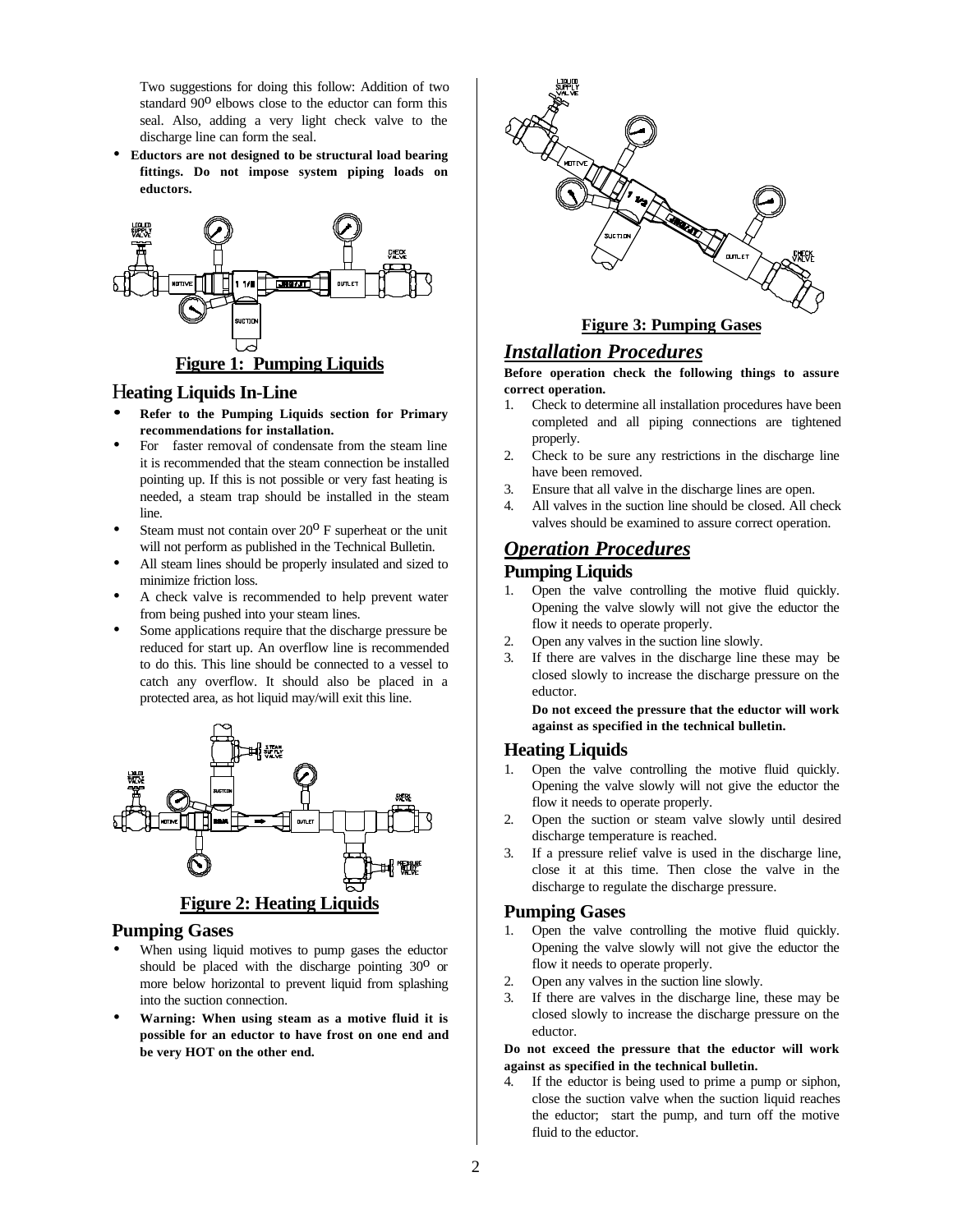Two suggestions for doing this follow: Addition of two standard 90° elbows close to the eductor can form this seal. Also, adding a very light check valve to the discharge line can form the seal.

- **Eductors are not designed to be structural load bearing fittings. Do not impose system piping loads on eductors.**

**Figure 1: Pumping Liquids**

### Heating Liquids In-Line

- **Refer to the Pumping Liquids section for Primary recommendations for installation.**
- For faster removal of condensate from the steam line it is recommended that the steam connection be installed pointing up. If this is not possible or very fast heating is needed, a steam trap should be installed in the steam line.
- Steam must not contain over 20° F superheat or the unit will not perform as published in the Technical Bulletin.
- All steam lines should be properly insulated and sized to minimize friction loss.
- A check valve is recommended to help prevent water from being pushed into your steam lines.
- Some applications require that the discharge pressure be reduced for start up. An overflow line is recommended to do this. This line should be connected to a vessel to catch any overflow. It should also be placed in a protected area, as hot liquid may/will exit this line.

**Figure 2: Heating Liquids**

### Pumping Gases

- When using liquid motives to pump gases the eductor should be placed with the discharge pointing 30° or more below horizontal to prevent liquid from splashing into the suction connection.
- **Warning: When using steam as a motive fluid it is possible for an eductor to have frost on one end and be very HOT on the other end.**

**Figure 3: Pumping Gases**

## *Installation Procedures*

**Before operation check the following things to assure correct operation.**

1. Check to determine all installation procedures have been completed and all piping connections are tightened properly.
2. Check to be sure any restrictions in the discharge line have been removed.
3. Ensure that all valve in the discharge lines are open.
4. All valves in the suction line should be closed. All check valves should be examined to assure correct operation.

## *Operation Procedures*

### Pumping Liquids

1. Open the valve controlling the motive fluid quickly. Opening the valve slowly will not give the eductor the flow it needs to operate properly.
2. Open any valves in the suction line slowly.
3. If there are valves in the discharge line these may be closed slowly to increase the discharge pressure on the eductor.

   **Do not exceed the pressure that the eductor will work against as specified in the technical bulletin.**

### Heating Liquids

1. Open the valve controlling the motive fluid quickly. Opening the valve slowly will not give the eductor the flow it needs to operate properly.
2. Open the suction or steam valve slowly until desired discharge temperature is reached.
3. If a pressure relief valve is used in the discharge line, close it at this time. Then close the valve in the discharge to regulate the discharge pressure.

### Pumping Gases

1. Open the valve controlling the motive fluid quickly. Opening the valve slowly will not give the eductor the flow it needs to operate properly.
2. Open any valves in the suction line slowly.
3. If there are valves in the discharge line, these may be closed slowly to increase the discharge pressure on the eductor.

**Do not exceed the pressure that the eductor will work against as specified in the technical bulletin.**

4. If the eductor is being used to prime a pump or siphon, close the suction valve when the suction liquid reaches the eductor; start the pump, and turn off the motive fluid to the eductor.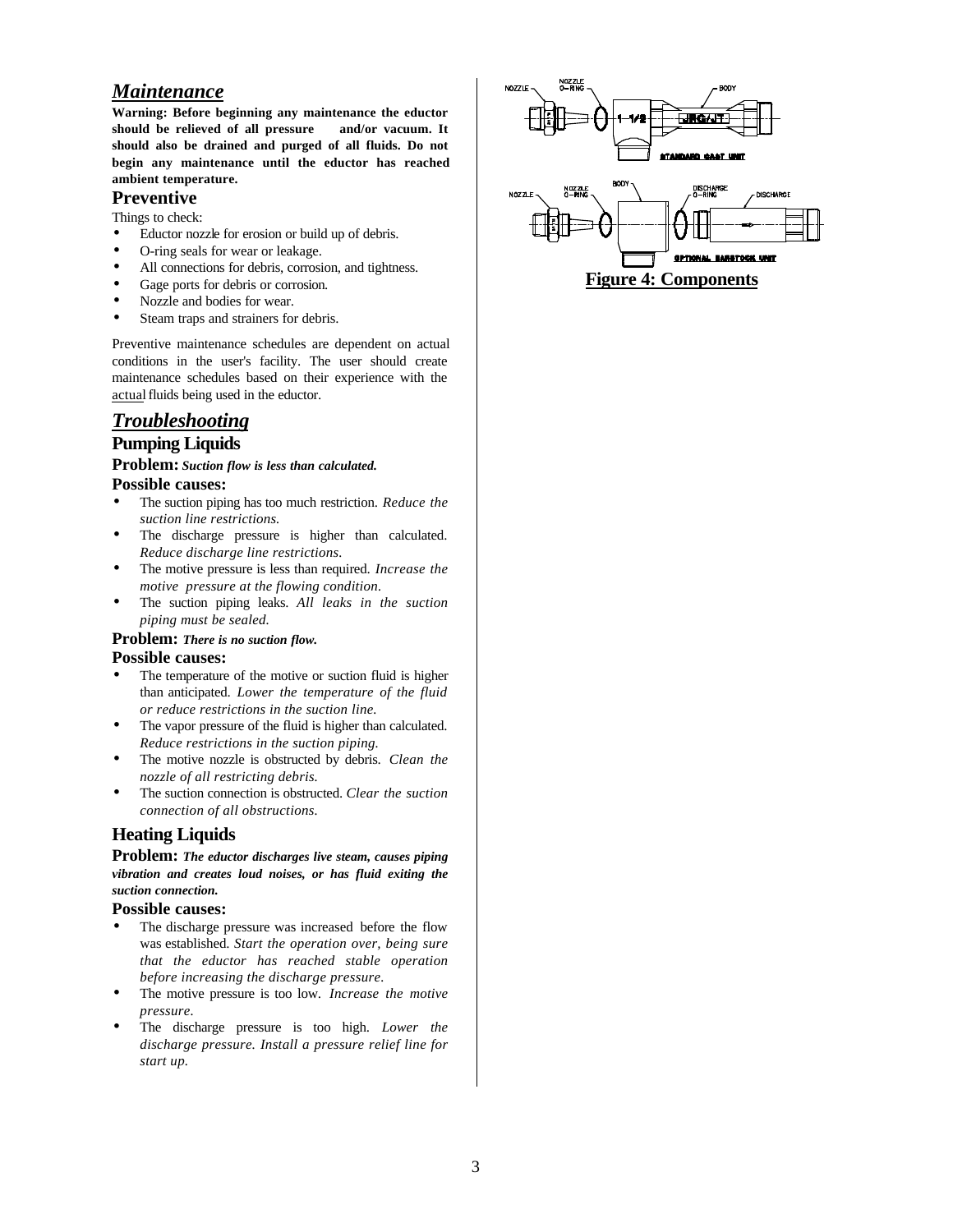## *Maintenance*

**Warning: Before beginning any maintenance the eductor should be relieved of all pressure and/or vacuum. It should also be drained and purged of all fluids. Do not begin any maintenance until the eductor has reached ambient temperature.**

### Preventive

Things to check:

- Eductor nozzle for erosion or build up of debris.
- O-ring seals for wear or leakage.
- All connections for debris, corrosion, and tightness.
- Gage ports for debris or corrosion.
- Nozzle and bodies for wear.
- Steam traps and strainers for debris.

Preventive maintenance schedules are dependent on actual conditions in the user's facility. The user should create maintenance schedules based on their experience with the actual fluids being used in the eductor.

## *Troubleshooting*

### Pumping Liquids

**Problem:** ***Suction flow is less than calculated.***

**Possible causes:**

- The suction piping has too much restriction. *Reduce the suction line restrictions.*
- The discharge pressure is higher than calculated. *Reduce discharge line restrictions.*
- The motive pressure is less than required. *Increase the motive pressure at the flowing condition.*
- The suction piping leaks. *All leaks in the suction piping must be sealed.*

**Problem:** ***There is no suction flow.***

**Possible causes:**

- The temperature of the motive or suction fluid is higher than anticipated. *Lower the temperature of the fluid or reduce restrictions in the suction line.*
- The vapor pressure of the fluid is higher than calculated. *Reduce restrictions in the suction piping.*
- The motive nozzle is obstructed by debris. *Clean the nozzle of all restricting debris.*
- The suction connection is obstructed. *Clear the suction connection of all obstructions.*

### Heating Liquids

**Problem:** ***The eductor discharges live steam, causes piping vibration and creates loud noises, or has fluid exiting the suction connection.***

**Possible causes:**

- The discharge pressure was increased before the flow was established. *Start the operation over, being sure that the eductor has reached stable operation before increasing the discharge pressure.*
- The motive pressure is too low. *Increase the motive pressure.*
- The discharge pressure is too high. *Lower the discharge pressure. Install a pressure relief line for start up.*

NOZZLE
NOZZLE O-RING
BODY
1 1/2
JRG/JT
STANDARD CAST UNIT

NOZZLE
NOZZLE O-RING
BODY
DISCHARGE O-RING
DISCHARGE
OPTIONAL BARSTOCK UNIT

**Figure 4: Components**